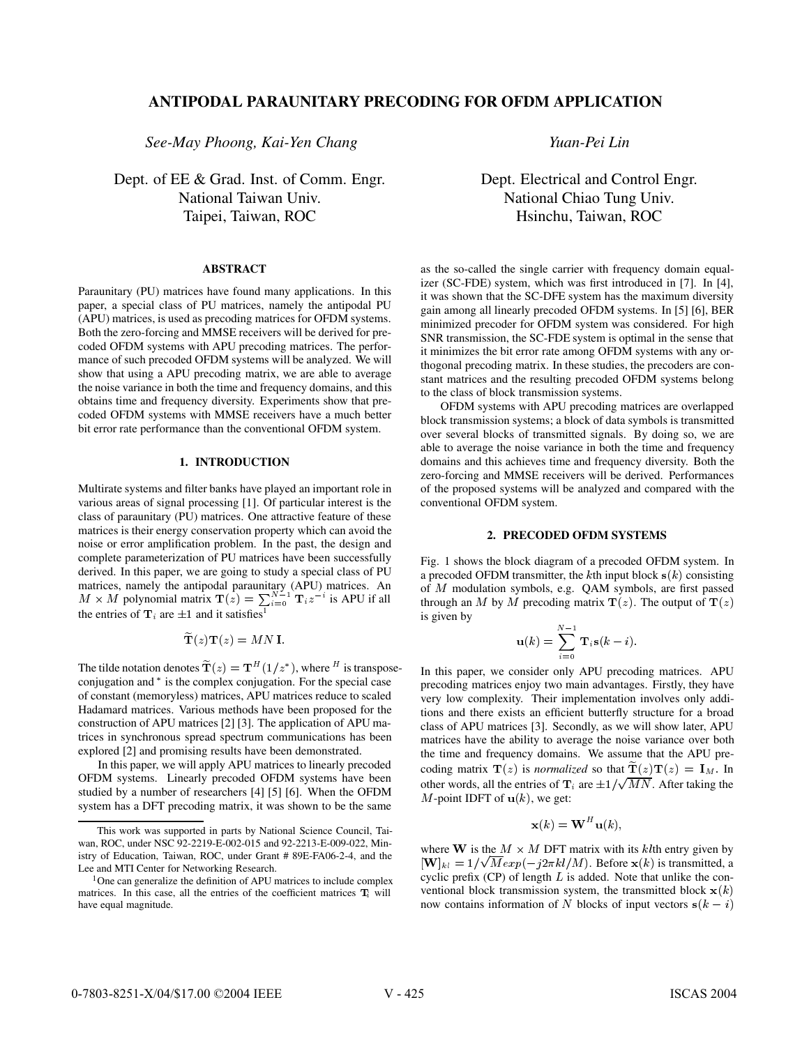# ANTIPODAL PARAUNITARY PRECODING FOR OFDM APPLICATION

*See-May Phoong, Kai-Yen Chang*

Dept. of EE & Grad. Inst. of Comm. Engr.
National Taiwan Univ.
Taipei, Taiwan, ROC

*Yuan-Pei Lin*

Dept. Electrical and Control Engr.
National Chiao Tung Univ.
Hsinchu, Taiwan, ROC

## ABSTRACT

Paraunitary (PU) matrices have found many applications. In this paper, a special class of PU matrices, namely the antipodal PU (APU) matrices, is used as precoding matrices for OFDM systems. Both the zero-forcing and MMSE receivers will be derived for precoded OFDM systems with APU precoding matrices. The performance of such precoded OFDM systems will be analyzed. We will show that using a APU precoding matrix, we are able to average the noise variance in both the time and frequency domains, and this obtains time and frequency diversity. Experiments show that precoded OFDM systems with MMSE receivers have a much better bit error rate performance than the conventional OFDM system.

## 1. INTRODUCTION

Multirate systems and filter banks have played an important role in various areas of signal processing [1]. Of particular interest is the class of paraunitary (PU) matrices. One attractive feature of these matrices is their energy conservation property which can avoid the noise or error amplification problem. In the past, the design and complete parameterization of PU matrices have been successfully derived. In this paper, we are going to study a special class of PU matrices, namely the antipodal paraunitary (APU) matrices. An $M \times M$ polynomial matrix $\mathbf{T}(z) = \sum_{i=0}^{N-1} \mathbf{T}_i z^{-i}$ is APU if all the entries of $\mathbf{T}_i$ are $\pm 1$ and it satisfies[1]

$$\widetilde{\mathbf{T}}(z)\mathbf{T}(z) = MN\,\mathbf{I}.$$

The tilde notation denotes $\widetilde{\mathbf{T}}(z) = \mathbf{T}^H(1/z^*)$, where $^H$ is transpose-conjugation and $^*$ is the complex conjugation. For the special case of constant (memoryless) matrices, APU matrices reduce to scaled Hadamard matrices. Various methods have been proposed for the construction of APU matrices [2] [3]. The application of APU matrices in synchronous spread spectrum communications has been explored [2] and promising results have been demonstrated.

In this paper, we will apply APU matrices to linearly precoded OFDM systems. Linearly precoded OFDM systems have been studied by a number of researchers [4] [5] [6]. When the OFDM system has a DFT precoding matrix, it was shown to be the same as the so-called the single carrier with frequency domain equalizer (SC-FDE) system, which was first introduced in [7]. In [4], it was shown that the SC-DFE system has the maximum diversity gain among all linearly precoded OFDM systems. In [5] [6], BER minimized precoder for OFDM system was considered. For high SNR transmission, the SC-FDE system is optimal in the sense that it minimizes the bit error rate among OFDM systems with any orthogonal precoding matrix. In these studies, the precoders are constant matrices and the resulting precoded OFDM systems belong to the class of block transmission systems.

OFDM systems with APU precoding matrices are overlapped block transmission systems; a block of data symbols is transmitted over several blocks of transmitted signals. By doing so, we are able to average the noise variance in both the time and frequency domains and this achieves time and frequency diversity. Both the zero-forcing and MMSE receivers will be derived. Performances of the proposed systems will be analyzed and compared with the conventional OFDM system.

## 2. PRECODED OFDM SYSTEMS

Fig. 1 shows the block diagram of a precoded OFDM system. In a precoded OFDM transmitter, the $k$th input block $\mathbf{s}(k)$ consisting of $M$ modulation symbols, e.g. QAM symbols, are first passed through an $M$ by $M$ precoding matrix $\mathbf{T}(z)$. The output of $\mathbf{T}(z)$ is given by

$$\mathbf{u}(k) = \sum_{i=0}^{N-1} \mathbf{T}_i \mathbf{s}(k-i).$$

In this paper, we consider only APU precoding matrices. APU precoding matrices enjoy two main advantages. Firstly, they have very low complexity. Their implementation involves only additions and there exists an efficient butterfly structure for a broad class of APU matrices [3]. Secondly, as we will show later, APU matrices have the ability to average the noise variance over both the time and frequency domains. We assume that the APU precoding matrix $\mathbf{T}(z)$ is *normalized* so that $\widetilde{\mathbf{T}}(z)\mathbf{T}(z) = \mathbf{I}_M$. In other words, all the entries of $\mathbf{T}_i$ are $\pm 1/\sqrt{MN}$. After taking the $M$-point IDFT of $\mathbf{u}(k)$, we get:

$$\mathbf{x}(k) = \mathbf{W}^H \mathbf{u}(k),$$

where $\mathbf{W}$ is the $M \times M$ DFT matrix with its $kl$th entry given by $[\mathbf{W}]_{kl} = 1/\sqrt{M} exp(-j2\pi kl/M)$. Before $\mathbf{x}(k)$ is transmitted, a cyclic prefix (CP) of length $L$ is added. Note that unlike the conventional block transmission system, the transmitted block $\mathbf{x}(k)$ now contains information of $N$ blocks of input vectors $\mathbf{s}(k-i)$

---

This work was supported in parts by National Science Council, Taiwan, ROC, under NSC 92-2219-E-002-015 and 92-2213-E-009-022, Ministry of Education, Taiwan, ROC, under Grant # 89E-FA06-2-4, and the Lee and MTI Center for Networking Research.

[1] One can generalize the definition of APU matrices to include complex matrices. In this case, all the entries of the coefficient matrices $\mathbf{T}_i$ will have equal magnitude.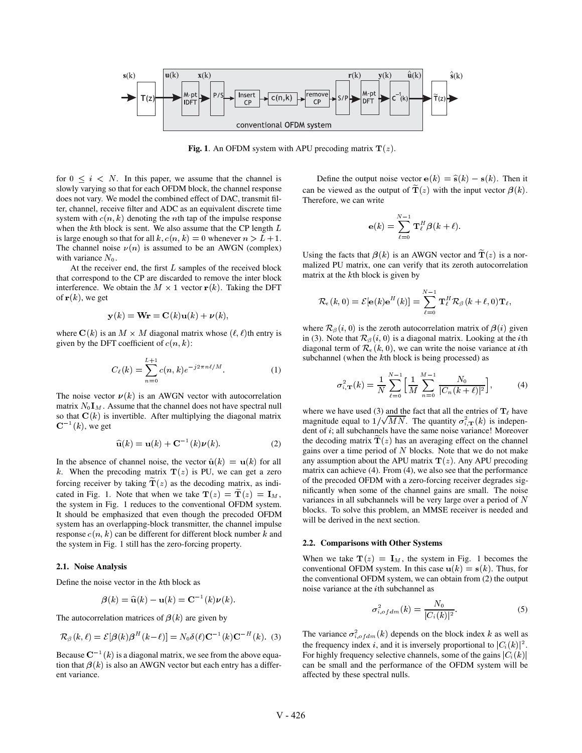**Fig. 1**. An OFDM system with APU precoding matrix $\mathbf{T}(z)$.

for $0 \leq i < N$. In this paper, we assume that the channel is slowly varying so that for each OFDM block, the channel response does not vary. We model the combined effect of DAC, transmit filter, channel, receive filter and ADC as an equivalent discrete time system with $c(n,k)$ denoting the $n$th tap of the impulse response when the $k$th block is sent. We also assume that the CP length $L$ is large enough so that for all $k$, $c(n,k) = 0$ whenever $n > L+1$. The channel noise $\nu(n)$ is assumed to be an AWGN (complex) with variance $N_0$.

At the receiver end, the first $L$ samples of the received block that correspond to the CP are discarded to remove the inter block interference. We obtain the $M \times 1$ vector $\mathbf{r}(k)$. Taking the DFT of $\mathbf{r}(k)$, we get

$$\mathbf{y}(k) = \mathbf{W}\mathbf{r} = \mathbf{C}(k)\mathbf{u}(k) + \boldsymbol{\nu}(k),$$

where $\mathbf{C}(k)$ is an $M \times M$ diagonal matrix whose $(\ell,\ell)$th entry is given by the DFT coefficient of $c(n,k)$:

$$C_\ell(k) = \sum_{n=0}^{L+1} c(n,k) e^{-j2\pi n\ell/M}. \tag{1}$$

The noise vector $\boldsymbol{\nu}(k)$ is an AWGN vector with autocorrelation matrix $N_0\mathbf{I}_M$. Assume that the channel does not have spectral null so that $\mathbf{C}(k)$ is invertible. After multiplying the diagonal matrix $\mathbf{C}^{-1}(k)$, we get

$$\widehat{\mathbf{u}}(k) = \mathbf{u}(k) + \mathbf{C}^{-1}(k)\boldsymbol{\nu}(k). \tag{2}$$

In the absence of channel noise, the vector $\hat{\mathbf{u}}(k) = \mathbf{u}(k)$ for all $k$. When the precoding matrix $\mathbf{T}(z)$ is PU, we can get a zero forcing receiver by taking $\widetilde{\mathbf{T}}(z)$ as the decoding matrix, as indicated in Fig. 1. Note that when we take $\mathbf{T}(z) = \widetilde{\mathbf{T}}(z) = \mathbf{I}_M$, the system in Fig. 1 reduces to the conventional OFDM system. It should be emphasized that even though the precoded OFDM system has an overlapping-block transmitter, the channel impulse response $c(n,k)$ can be different for different block number $k$ and the system in Fig. 1 still has the zero-forcing property.

### 2.1. Noise Analysis

Define the noise vector in the $k$th block as

$$\boldsymbol{\beta}(k) = \widehat{\mathbf{u}}(k) - \mathbf{u}(k) = \mathbf{C}^{-1}(k)\boldsymbol{\nu}(k).$$

The autocorrelation matrices of $\boldsymbol{\beta}(k)$ are given by

$$\mathcal{R}_\beta(k,\ell) = \mathcal{E}[\boldsymbol{\beta}(k)\boldsymbol{\beta}^H(k-\ell)] = N_0\delta(\ell)\mathbf{C}^{-1}(k)\mathbf{C}^{-H}(k). \tag{3}$$

Because $\mathbf{C}^{-1}(k)$ is a diagonal matrix, we see from the above equation that $\boldsymbol{\beta}(k)$ is also an AWGN vector but each entry has a different variance.

Define the output noise vector $\mathbf{e}(k) = \widehat{\mathbf{s}}(k) - \mathbf{s}(k)$. Then it can be viewed as the output of $\widetilde{\mathbf{T}}(z)$ with the input vector $\boldsymbol{\beta}(k)$. Therefore, we can write

$$\mathbf{e}(k) = \sum_{\ell=0}^{N-1} \mathbf{T}_\ell^H \boldsymbol{\beta}(k+\ell).$$

Using the facts that $\boldsymbol{\beta}(k)$ is an AWGN vector and $\widetilde{\mathbf{T}}(z)$ is a normalized PU matrix, one can verify that its zeroth autocorrelation matrix at the $k$th block is given by

$$\mathcal{R}_e(k,0) = \mathcal{E}[\mathbf{e}(k)\mathbf{e}^H(k)] = \sum_{\ell=0}^{N-1} \mathbf{T}_\ell^H \mathcal{R}_\beta(k+\ell,0)\mathbf{T}_\ell,$$

where $\mathcal{R}_\beta(i,0)$ is the zeroth autocorrelation matrix of $\boldsymbol{\beta}(i)$ given in (3). Note that $\mathcal{R}_\beta(i,0)$ is a diagonal matrix. Looking at the $i$th diagonal term of $\mathcal{R}_e(k,0)$, we can write the noise variance at $i$th subchannel (when the $k$th block is being processed) as

$$\sigma^2_{i,\mathbf{T}}(k) = \frac{1}{N}\sum_{\ell=0}^{N-1}\Big[\frac{1}{M}\sum_{n=0}^{M-1}\frac{N_0}{|C_n(k+\ell)|^2}\Big], \tag{4}$$

where we have used (3) and the fact that all the entries of $\mathbf{T}_\ell$ have magnitude equal to $1/\sqrt{MN}$. The quantity $\sigma^2_{i,\mathbf{T}}(k)$ is independent of $i$; all subchannels have the same noise variance! Moreover the decoding matrix $\widetilde{\mathbf{T}}(z)$ has an averaging effect on the channel gains over a time period of $N$ blocks. Note that we do not make any assumption about the APU matrix $\mathbf{T}(z)$. Any APU precoding matrix can achieve (4). From (4), we also see that the performance of the precoded OFDM with a zero-forcing receiver degrades significantly when some of the channel gains are small. The noise variances in all subchannels will be very large over a period of $N$ blocks. To solve this problem, an MMSE receiver is needed and will be derived in the next section.

### 2.2. Comparisons with Other Systems

When we take $\mathbf{T}(z) = \mathbf{I}_M$, the system in Fig. 1 becomes the conventional OFDM system. In this case $\mathbf{u}(k) = \mathbf{s}(k)$. Thus, for the conventional OFDM system, we can obtain from (2) the output noise variance at the $i$th subchannel as

$$\sigma^2_{i,ofdm}(k) = \frac{N_0}{|C_i(k)|^2}. \tag{5}$$

The variance $\sigma^2_{i,ofdm}(k)$ depends on the block index $k$ as well as the frequency index $i$, and it is inversely proportional to $|C_i(k)|^2$. For highly frequency selective channels, some of the gains $|C_i(k)|$ can be small and the performance of the OFDM system will be affected by these spectral nulls.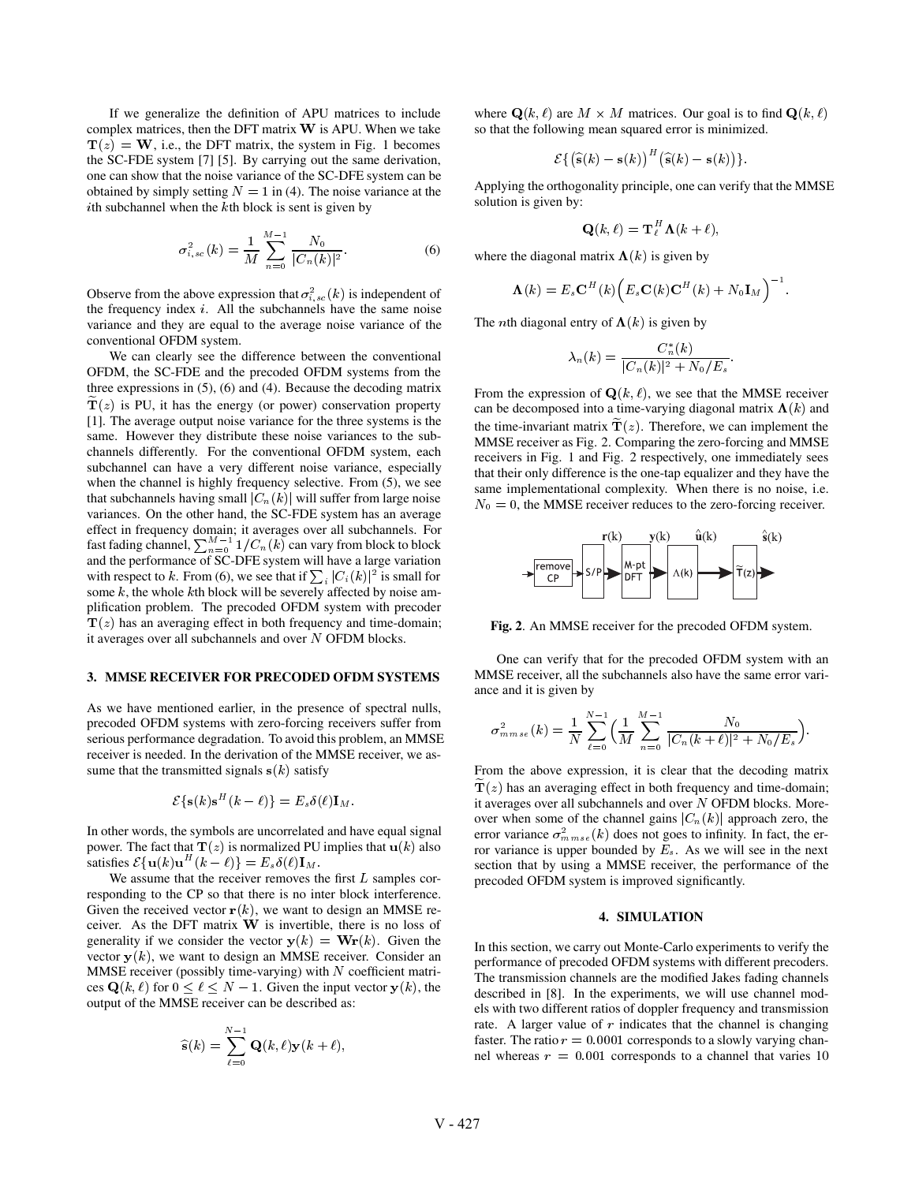If we generalize the definition of APU matrices to include complex matrices, then the DFT matrix $\mathbf{W}$ is APU. When we take $\mathbf{T}(z) = \mathbf{W}$, i.e., the DFT matrix, the system in Fig. 1 becomes the SC-FDE system [7] [5]. By carrying out the same derivation, one can show that the noise variance of the SC-DFE system can be obtained by simply setting $N = 1$ in (4). The noise variance at the $i$th subchannel when the $k$th block is sent is given by

$$\sigma^2_{i,sc}(k) = \frac{1}{M}\sum_{n=0}^{M-1}\frac{N_0}{|C_n(k)|^2}. \qquad (6)$$

Observe from the above expression that $\sigma^2_{i,sc}(k)$ is independent of the frequency index $i$. All the subchannels have the same noise variance and they are equal to the average noise variance of the conventional OFDM system.

We can clearly see the difference between the conventional OFDM, the SC-FDE and the precoded OFDM systems from the three expressions in (5), (6) and (4). Because the decoding matrix $\widetilde{\mathbf{T}}(z)$ is PU, it has the energy (or power) conservation property [1]. The average output noise variance for the three systems is the same. However they distribute these noise variances to the subchannels differently. For the conventional OFDM system, each subchannel can have a very different noise variance, especially when the channel is highly frequency selective. From (5), we see that subchannels having small $|C_n(k)|$ will suffer from large noise variances. On the other hand, the SC-FDE system has an average effect in frequency domain; it averages over all subchannels. For fast fading channel, $\sum_{n=0}^{M-1} 1/C_n(k)$ can vary from block to block and the performance of SC-DFE system will have a large variation with respect to $k$. From (6), we see that if $\sum_i |C_i(k)|^2$ is small for some $k$, the whole $k$th block will be severely affected by noise amplification problem. The precoded OFDM system with precoder $\mathbf{T}(z)$ has an averaging effect in both frequency and time-domain; it averages over all subchannels and over $N$ OFDM blocks.

## 3. MMSE RECEIVER FOR PRECODED OFDM SYSTEMS

As we have mentioned earlier, in the presence of spectral nulls, precoded OFDM systems with zero-forcing receivers suffer from serious performance degradation. To avoid this problem, an MMSE receiver is needed. In the derivation of the MMSE receiver, we assume that the transmitted signals $\mathbf{s}(k)$ satisfy

$$\mathcal{E}\{\mathbf{s}(k)\mathbf{s}^H(k-\ell)\} = E_s\delta(\ell)\mathbf{I}_M.$$

In other words, the symbols are uncorrelated and have equal signal power. The fact that $\mathbf{T}(z)$ is normalized PU implies that $\mathbf{u}(k)$ also satisfies $\mathcal{E}\{\mathbf{u}(k)\mathbf{u}^H(k-\ell)\} = E_s\delta(\ell)\mathbf{I}_M$.

We assume that the receiver removes the first $L$ samples corresponding to the CP so that there is no inter block interference. Given the received vector $\mathbf{r}(k)$, we want to design an MMSE receiver. As the DFT matrix $\mathbf{W}$ is invertible, there is no loss of generality if we consider the vector $\mathbf{y}(k) = \mathbf{W}\mathbf{r}(k)$. Given the vector $\mathbf{y}(k)$, we want to design an MMSE receiver. Consider an MMSE receiver (possibly time-varying) with $N$ coefficient matrices $\mathbf{Q}(k,\ell)$ for $0 \le \ell \le N-1$. Given the input vector $\mathbf{y}(k)$, the output of the MMSE receiver can be described as:

$$\widehat{\mathbf{s}}(k) = \sum_{\ell=0}^{N-1}\mathbf{Q}(k,\ell)\mathbf{y}(k+\ell),$$

where $\mathbf{Q}(k,\ell)$ are $M \times M$ matrices. Our goal is to find $\mathbf{Q}(k,\ell)$ so that the following mean squared error is minimized.

$$\mathcal{E}\{\big(\widehat{\mathbf{s}}(k) - \mathbf{s}(k)\big)^H\big(\widehat{\mathbf{s}}(k) - \mathbf{s}(k)\big)\}.$$

Applying the orthogonality principle, one can verify that the MMSE solution is given by:

$$\mathbf{Q}(k,\ell) = \mathbf{T}_\ell^H\mathbf{\Lambda}(k+\ell),$$

where the diagonal matrix $\mathbf{\Lambda}(k)$ is given by

$$\mathbf{\Lambda}(k) = E_s\mathbf{C}^H(k)\Big(E_s\mathbf{C}(k)\mathbf{C}^H(k) + N_0\mathbf{I}_M\Big)^{-1}.$$

The $n$th diagonal entry of $\mathbf{\Lambda}(k)$ is given by

$$\lambda_n(k) = \frac{C_n^*(k)}{|C_n(k)|^2 + N_0/E_s}.$$

From the expression of $\mathbf{Q}(k,\ell)$, we see that the MMSE receiver can be decomposed into a time-varying diagonal matrix $\mathbf{\Lambda}(k)$ and the time-invariant matrix $\widetilde{\mathbf{T}}(z)$. Therefore, we can implement the MMSE receiver as Fig. 2. Comparing the zero-forcing and MMSE receivers in Fig. 1 and Fig. 2 respectively, one immediately sees that their only difference is the one-tap equalizer and they have the same implementational complexity. When there is no noise, i.e. $N_0 = 0$, the MMSE receiver reduces to the zero-forcing receiver.

**Fig. 2**. An MMSE receiver for the precoded OFDM system.

One can verify that for the precoded OFDM system with an MMSE receiver, all the subchannels also have the same error variance and it is given by

$$\sigma^2_{mmse}(k) = \frac{1}{N}\sum_{\ell=0}^{N-1}\Big(\frac{1}{M}\sum_{n=0}^{M-1}\frac{N_0}{|C_n(k+\ell)|^2 + N_0/E_s}\Big).$$

From the above expression, it is clear that the decoding matrix $\widetilde{\mathbf{T}}(z)$ has an averaging effect in both frequency and time-domain; it averages over all subchannels and over $N$ OFDM blocks. Moreover when some of the channel gains $|C_n(k)|$ approach zero, the error variance $\sigma^2_{mmse}(k)$ does not goes to infinity. In fact, the error variance is upper bounded by $E_s$. As we will see in the next section that by using a MMSE receiver, the performance of the precoded OFDM system is improved significantly.

## 4. SIMULATION

In this section, we carry out Monte-Carlo experiments to verify the performance of precoded OFDM systems with different precoders. The transmission channels are the modified Jakes fading channels described in [8]. In the experiments, we will use channel models with two different ratios of doppler frequency and transmission rate. A larger value of $r$ indicates that the channel is changing faster. The ratio $r = 0.0001$ corresponds to a slowly varying channel whereas $r = 0.001$ corresponds to a channel that varies 10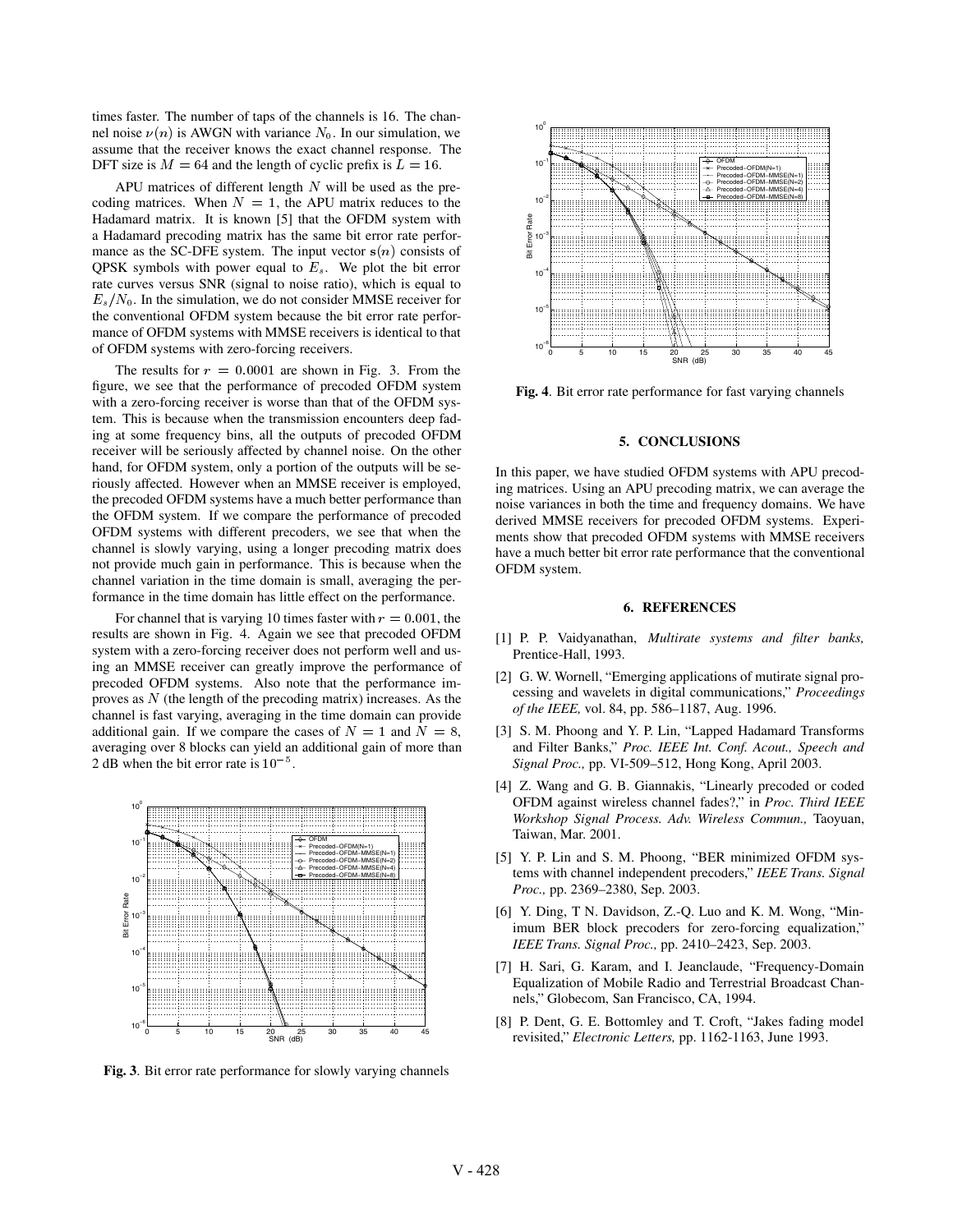times faster. The number of taps of the channels is 16. The channel noise $\nu(n)$ is AWGN with variance $N_0$. In our simulation, we assume that the receiver knows the exact channel response. The DFT size is $M = 64$ and the length of cyclic prefix is $L = 16$.

APU matrices of different length $N$ will be used as the precoding matrices. When $N = 1$, the APU matrix reduces to the Hadamard matrix. It is known [5] that the OFDM system with a Hadamard precoding matrix has the same bit error rate performance as the SC-DFE system. The input vector $\mathbf{s}(n)$ consists of QPSK symbols with power equal to $E_s$. We plot the bit error rate curves versus SNR (signal to noise ratio), which is equal to $E_s/N_0$. In the simulation, we do not consider MMSE receiver for the conventional OFDM system because the bit error rate performance of OFDM systems with MMSE receivers is identical to that of OFDM systems with zero-forcing receivers.

The results for $r = 0.0001$ are shown in Fig. 3. From the figure, we see that the performance of precoded OFDM system with a zero-forcing receiver is worse than that of the OFDM system. This is because when the transmission encounters deep fading at some frequency bins, all the outputs of precoded OFDM receiver will be seriously affected by channel noise. On the other hand, for OFDM system, only a portion of the outputs will be seriously affected. However when an MMSE receiver is employed, the precoded OFDM systems have a much better performance than the OFDM system. If we compare the performance of precoded OFDM systems with different precoders, we see that when the channel is slowly varying, using a longer precoding matrix does not provide much gain in performance. This is because when the channel variation in the time domain is small, averaging the performance in the time domain has little effect on the performance.

For channel that is varying 10 times faster with $r = 0.001$, the results are shown in Fig. 4. Again we see that precoded OFDM system with a zero-forcing receiver does not perform well and using an MMSE receiver can greatly improve the performance of precoded OFDM systems. Also note that the performance improves as $N$ (the length of the precoding matrix) increases. As the channel is fast varying, averaging in the time domain can provide additional gain. If we compare the cases of $N = 1$ and $N = 8$, averaging over 8 blocks can yield an additional gain of more than 2 dB when the bit error rate is $10^{-5}$.

Bit Error Rate
SNR (dB)
OFDM
Precoded–OFDM(N=1)
Precoded–OFDM–MMSE(N=1)
Precoded–OFDM–MMSE(N=2)
Precoded–OFDM–MMSE(N=4)
Precoded–OFDM–MMSE(N=8)

**Fig. 3**. Bit error rate performance for slowly varying channels

Bit Error Rate
SNR (dB)
OFDM
Precoded–OFDM(N=1)
Precoded–OFDM–MMSE(N=1)
Precoded–OFDM–MMSE(N=2)
Precoded–OFDM–MMSE(N=4)
Precoded–OFDM–MMSE(N=8)

**Fig. 4**. Bit error rate performance for fast varying channels

## 5. CONCLUSIONS

In this paper, we have studied OFDM systems with APU precoding matrices. Using an APU precoding matrix, we can average the noise variances in both the time and frequency domains. We have derived MMSE receivers for precoded OFDM systems. Experiments show that precoded OFDM systems with MMSE receivers have a much better bit error rate performance that the conventional OFDM system.

## 6. REFERENCES

[1] P. P. Vaidyanathan, *Multirate systems and filter banks,* Prentice-Hall, 1993.

[2] G. W. Wornell, "Emerging applications of mutirate signal processing and wavelets in digital communications," *Proceedings of the IEEE,* vol. 84, pp. 586–1187, Aug. 1996.

[3] S. M. Phoong and Y. P. Lin, "Lapped Hadamard Transforms and Filter Banks," *Proc. IEEE Int. Conf. Acout., Speech and Signal Proc.,* pp. VI-509–512, Hong Kong, April 2003.

[4] Z. Wang and G. B. Giannakis, "Linearly precoded or coded OFDM against wireless channel fades?," in *Proc. Third IEEE Workshop Signal Process. Adv. Wireless Commun.,* Taoyuan, Taiwan, Mar. 2001.

[5] Y. P. Lin and S. M. Phoong, "BER minimized OFDM systems with channel independent precoders," *IEEE Trans. Signal Proc.,* pp. 2369–2380, Sep. 2003.

[6] Y. Ding, T N. Davidson, Z.-Q. Luo and K. M. Wong, "Minimum BER block precoders for zero-forcing equalization," *IEEE Trans. Signal Proc.,* pp. 2410–2423, Sep. 2003.

[7] H. Sari, G. Karam, and I. Jeanclaude, "Frequency-Domain Equalization of Mobile Radio and Terrestrial Broadcast Channels," Globecom, San Francisco, CA, 1994.

[8] P. Dent, G. E. Bottomley and T. Croft, "Jakes fading model revisited," *Electronic Letters,* pp. 1162-1163, June 1993.